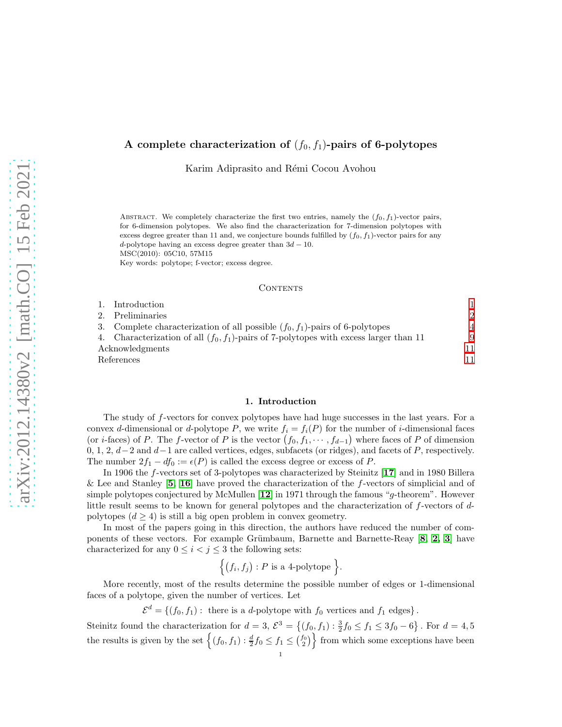# A complete characterization of $(f_0, f_1)$-pairs of 6-polytopes

Karim Adiprasito and Rémi Cocou Avohou

Abstract. We completely characterize the first two entries, namely the $(f_0, f_1)$-vector pairs, for 6-dimension polytopes. We also find the characterization for 7-dimension polytopes with excess degree greater than 11 and, we conjecture bounds fulfilled by $(f_0, f_1)$-vector pairs for any $d$-polytope having an excess degree greater than $3d - 10$.

MSC(2010): 05C10, 57M15

Key words: polytope; f-vector; excess degree.

## Contents

1. Introduction 1
2. Preliminaries 2
3. Complete characterization of all possible $(f_0, f_1)$-pairs of 6-polytopes 4
4. Characterization of all $(f_0, f_1)$-pairs of 7-polytopes with excess larger than 11 9

Acknowledgments 11

References 11

## 1. Introduction

The study of $f$-vectors for convex polytopes have had huge successes in the last years. For a convex $d$-dimensional or $d$-polytope $P$, we write $f_i = f_i(P)$ for the number of $i$-dimensional faces (or $i$-faces) of $P$. The $f$-vector of $P$ is the vector $(f_0, f_1, \cdots, f_{d-1})$ where faces of $P$ of dimension 0, 1, 2, $d-2$ and $d-1$ are called vertices, edges, subfacets (or ridges), and facets of $P$, respectively. The number $2f_1 - df_0 := \epsilon(P)$ is called the excess degree or excess of $P$.

In 1906 the $f$-vectors set of 3-polytopes was characterized by Steinitz [17] and in 1980 Billera & Lee and Stanley [5, 16] have proved the characterization of the $f$-vectors of simplicial and of simple polytopes conjectured by McMullen [12] in 1971 through the famous "$g$-theorem". However little result seems to be known for general polytopes and the characterization of $f$-vectors of $d$-polytopes ($d \geq 4$) is still a big open problem in convex geometry.

In most of the papers going in this direction, the authors have reduced the number of components of these vectors. For example Grümbaum, Barnette and Barnette-Reay [8, 2, 3] have characterized for any $0 \leq i < j \leq 3$ the following sets:

$$\Big\{ \big(f_i, f_j\big) : P \text{ is a 4-polytope } \Big\}.$$

More recently, most of the results determine the possible number of edges or 1-dimensional faces of a polytope, given the number of vertices. Let

$$\mathcal{E}^d = \{(f_0, f_1) : \text{ there is a } d\text{-polytope with } f_0 \text{ vertices and } f_1 \text{ edges}\}.$$

Steinitz found the characterization for $d = 3$, $\mathcal{E}^3 = \left\{(f_0, f_1) : \frac{3}{2}f_0 \leq f_1 \leq 3f_0 - 6\right\}$. For $d = 4, 5$ the results is given by the set $\left\{(f_0, f_1) : \frac{d}{2}f_0 \leq f_1 \leq \binom{f_0}{2}\right\}$ from which some exceptions have been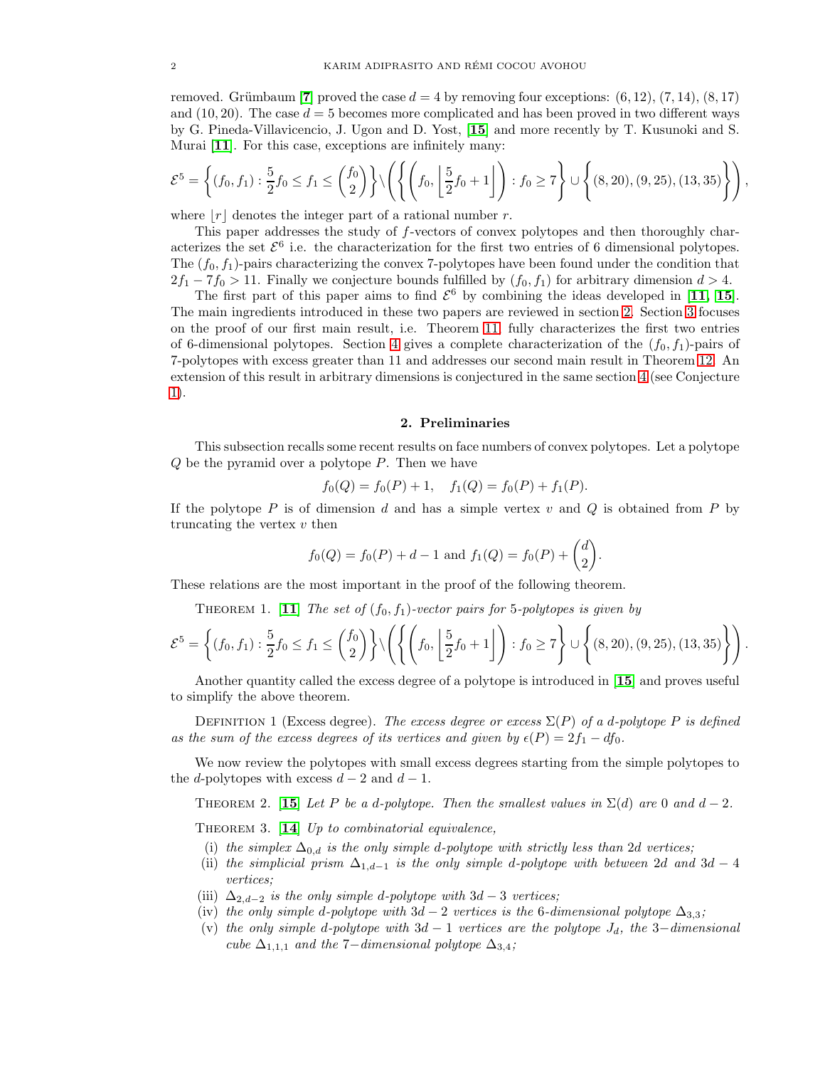removed. Grümbaum [**7**] proved the case $d = 4$ by removing four exceptions: $(6, 12)$, $(7, 14)$, $(8, 17)$ and $(10, 20)$. The case $d = 5$ becomes more complicated and has been proved in two different ways by G. Pineda-Villavicencio, J. Ugon and D. Yost, [**15**] and more recently by T. Kusunoki and S. Murai [**11**]. For this case, exceptions are infinitely many:

$$\mathcal{E}^5 = \left\{(f_0, f_1) : \frac{5}{2}f_0 \le f_1 \le \binom{f_0}{2}\right\} \Big\backslash \left(\left\{\left(f_0, \left\lfloor \frac{5}{2}f_0 + 1\right\rfloor\right) : f_0 \ge 7\right\} \cup \left\{(8, 20), (9, 25), (13, 35)\right\}\right),$$

where $\lfloor r \rfloor$ denotes the integer part of a rational number $r$.

This paper addresses the study of $f$-vectors of convex polytopes and then thoroughly characterizes the set $\mathcal{E}^6$ i.e. the characterization for the first two entries of 6 dimensional polytopes. The $(f_0, f_1)$-pairs characterizing the convex 7-polytopes have been found under the condition that $2f_1 - 7f_0 > 11$. Finally we conjecture bounds fulfilled by $(f_0, f_1)$ for arbitrary dimension $d > 4$.

The first part of this paper aims to find $\mathcal{E}^6$ by combining the ideas developed in [**11**, **15**]. The main ingredients introduced in these two papers are reviewed in section 2. Section 3 focuses on the proof of our first main result, i.e. Theorem 11, fully characterizes the first two entries of 6-dimensional polytopes. Section 4 gives a complete characterization of the $(f_0, f_1)$-pairs of 7-polytopes with excess greater than 11 and addresses our second main result in Theorem 12. An extension of this result in arbitrary dimensions is conjectured in the same section 4 (see Conjecture 1).

## 2. Preliminaries

This subsection recalls some recent results on face numbers of convex polytopes. Let a polytope $Q$ be the pyramid over a polytope $P$. Then we have

$$f_0(Q) = f_0(P) + 1, \quad f_1(Q) = f_0(P) + f_1(P).$$

If the polytope $P$ is of dimension $d$ and has a simple vertex $v$ and $Q$ is obtained from $P$ by truncating the vertex $v$ then

$$f_0(Q) = f_0(P) + d - 1 \text{ and } f_1(Q) = f_0(P) + \binom{d}{2}.$$

These relations are the most important in the proof of the following theorem.

Theorem 1. [**11**] *The set of $(f_0, f_1)$-vector pairs for 5-polytopes is given by*

$$\mathcal{E}^5 = \left\{(f_0, f_1) : \frac{5}{2}f_0 \le f_1 \le \binom{f_0}{2}\right\} \Big\backslash \left(\left\{\left(f_0, \left\lfloor \frac{5}{2}f_0 + 1\right\rfloor\right) : f_0 \ge 7\right\} \cup \left\{(8, 20), (9, 25), (13, 35)\right\}\right).$$

Another quantity called the excess degree of a polytope is introduced in [**15**] and proves useful to simplify the above theorem.

Definition 1 (Excess degree). *The excess degree or excess $\Sigma(P)$ of a $d$-polytope $P$ is defined as the sum of the excess degrees of its vertices and given by $\epsilon(P) = 2f_1 - df_0$.*

We now review the polytopes with small excess degrees starting from the simple polytopes to the $d$-polytopes with excess $d - 2$ and $d - 1$.

Theorem 2. [**15**] *Let $P$ be a $d$-polytope. Then the smallest values in $\Sigma(d)$ are $0$ and $d - 2$.*

Theorem 3. [**14**] *Up to combinatorial equivalence,*

- (i) *the simplex $\Delta_{0,d}$ is the only simple $d$-polytope with strictly less than $2d$ vertices;*
- (ii) *the simplicial prism $\Delta_{1,d-1}$ is the only simple $d$-polytope with between $2d$ and $3d - 4$ vertices;*
- (iii) *$\Delta_{2,d-2}$ is the only simple $d$-polytope with $3d - 3$ vertices;*
- (iv) *the only simple $d$-polytope with $3d - 2$ vertices is the 6-dimensional polytope $\Delta_{3,3}$;*
- (v) *the only simple $d$-polytope with $3d - 1$ vertices are the polytope $J_d$, the 3−dimensional cube $\Delta_{1,1,1}$ and the 7−dimensional polytope $\Delta_{3,4}$;*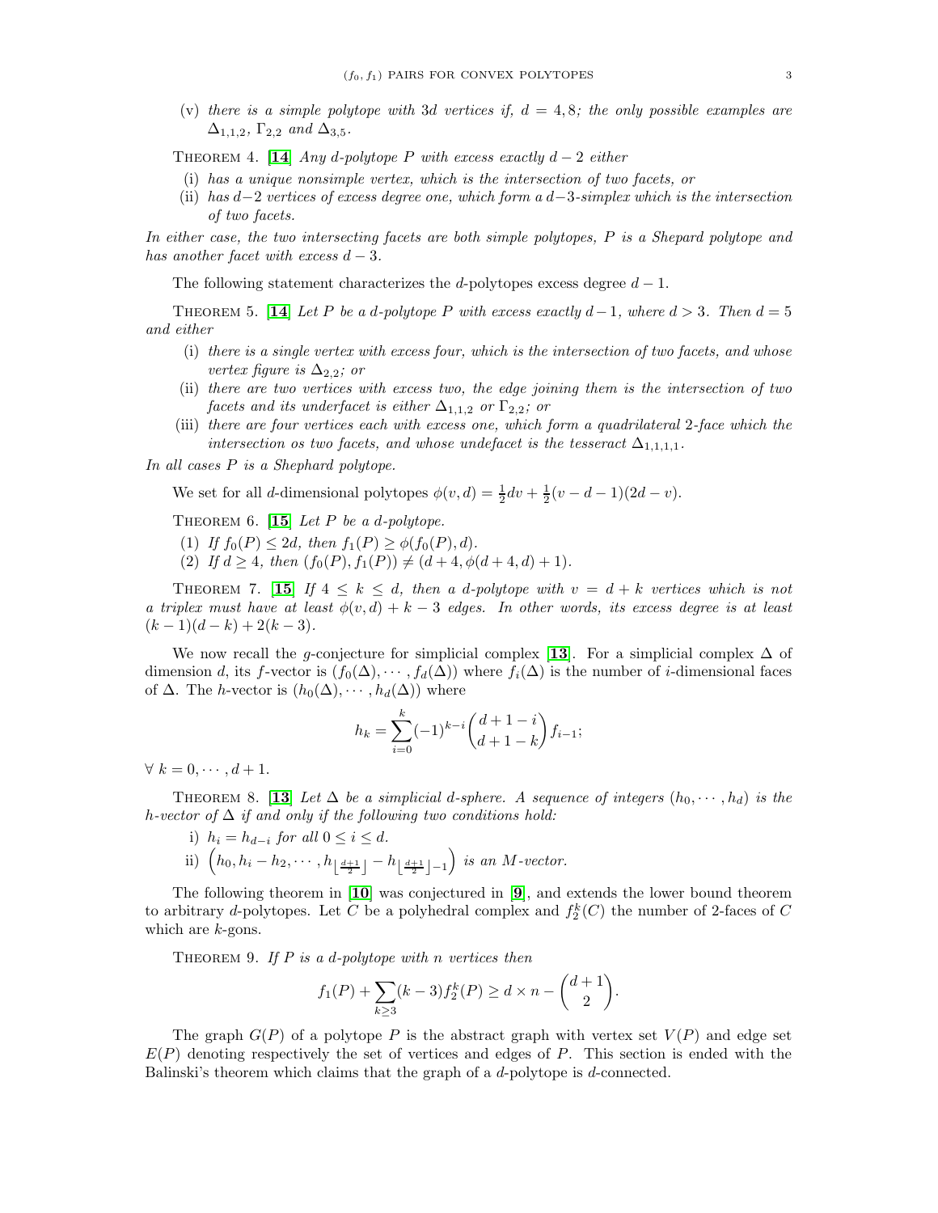(v) *there is a simple polytope with* $3d$ *vertices if,* $d = 4, 8$*; the only possible examples are* $\Delta_{1,1,2}$*,* $\Gamma_{2,2}$ *and* $\Delta_{3,5}$*.*

Theorem 4. [**14**] *Any* $d$*-polytope* $P$ *with excess exactly* $d-2$ *either*

(i) *has a unique nonsimple vertex, which is the intersection of two facets, or*

(ii) *has* $d-2$ *vertices of excess degree one, which form a* $d-3$*-simplex which is the intersection of two facets.*

*In either case, the two intersecting facets are both simple polytopes,* $P$ *is a Shepard polytope and has another facet with excess* $d-3$*.*

The following statement characterizes the $d$-polytopes excess degree $d-1$.

Theorem 5. [**14**] *Let* $P$ *be a* $d$*-polytope* $P$ *with excess exactly* $d-1$*, where* $d > 3$*. Then* $d = 5$ *and either*

(i) *there is a single vertex with excess four, which is the intersection of two facets, and whose vertex figure is* $\Delta_{2,2}$*; or*

(ii) *there are two vertices with excess two, the edge joining them is the intersection of two facets and its underfacet is either* $\Delta_{1,1,2}$ *or* $\Gamma_{2,2}$*; or*

(iii) *there are four vertices each with excess one, which form a quadrilateral* $2$*-face which the intersection os two facets, and whose undefacet is the tesseract* $\Delta_{1,1,1,1}$*.*

*In all cases* $P$ *is a Shephard polytope.*

We set for all $d$-dimensional polytopes $\phi(v,d) = \frac{1}{2}dv + \frac{1}{2}(v-d-1)(2d-v)$.

Theorem 6. [**15**] *Let* $P$ *be a* $d$*-polytope.*

(1) *If* $f_0(P) \leq 2d$*, then* $f_1(P) \geq \phi(f_0(P), d)$*.*

(2) *If* $d \geq 4$*, then* $(f_0(P), f_1(P)) \neq (d+4, \phi(d+4, d)+1)$*.*

Theorem 7. [**15**] *If* $4 \leq k \leq d$*, then a* $d$*-polytope with* $v = d+k$ *vertices which is not a triplex must have at least* $\phi(v,d) + k - 3$ *edges. In other words, its excess degree is at least* $(k-1)(d-k) + 2(k-3)$*.*

We now recall the $g$-conjecture for simplicial complex [**13**]. For a simplicial complex $\Delta$ of dimension $d$, its $f$-vector is $(f_0(\Delta), \cdots, f_d(\Delta))$ where $f_i(\Delta)$ is the number of $i$-dimensional faces of $\Delta$. The $h$-vector is $(h_0(\Delta), \cdots, h_d(\Delta))$ where

$$h_k = \sum_{i=0}^{k} (-1)^{k-i} \binom{d+1-i}{d+1-k} f_{i-1};$$

$\forall\ k = 0, \cdots, d+1$.

Theorem 8. [**13**] *Let* $\Delta$ *be a simplicial* $d$*-sphere. A sequence of integers* $(h_0, \cdots, h_d)$ *is the* $h$*-vector of* $\Delta$ *if and only if the following two conditions hold:*

i) $h_i = h_{d-i}$ *for all* $0 \leq i \leq d$*.*

ii) $\left(h_0, h_i - h_2, \cdots, h_{\lfloor \frac{d+1}{2} \rfloor} - h_{\lfloor \frac{d+1}{2} \rfloor - 1}\right)$ *is an* $M$*-vector.*

The following theorem in [**10**] was conjectured in [**9**], and extends the lower bound theorem to arbitrary $d$-polytopes. Let $C$ be a polyhedral complex and $f_2^k(C)$ the number of 2-faces of $C$ which are $k$-gons.

Theorem 9. *If* $P$ *is a* $d$*-polytope with* $n$ *vertices then*

$$f_1(P) + \sum_{k \geq 3} (k-3) f_2^k(P) \geq d \times n - \binom{d+1}{2}.$$

The graph $G(P)$ of a polytope $P$ is the abstract graph with vertex set $V(P)$ and edge set $E(P)$ denoting respectively the set of vertices and edges of $P$. This section is ended with the Balinski's theorem which claims that the graph of a $d$-polytope is $d$-connected.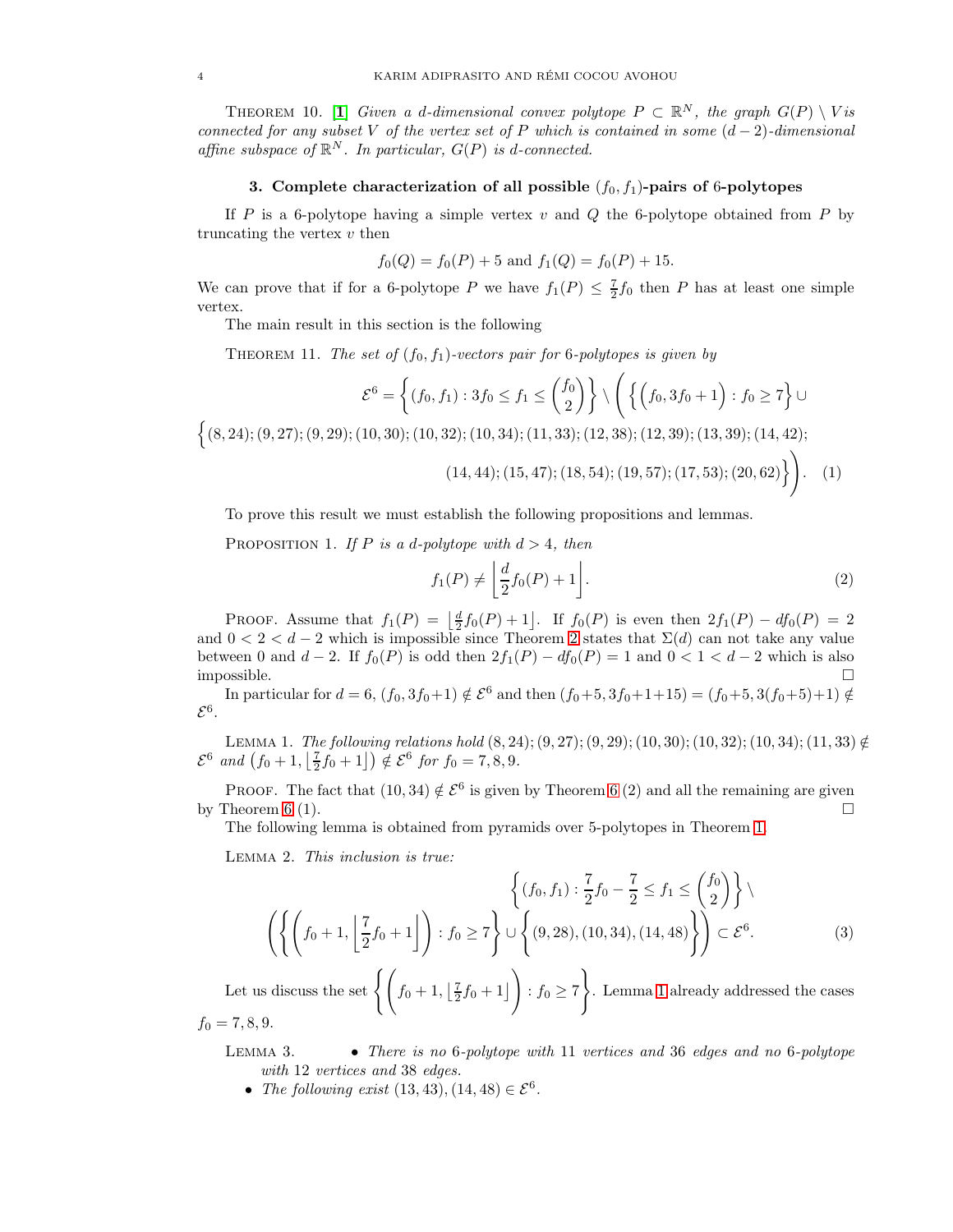Theorem 10. [1] *Given a $d$-dimensional convex polytope $P \subset \mathbb{R}^N$, the graph $G(P) \setminus V$ is connected for any subset $V$ of the vertex set of $P$ which is contained in some $(d-2)$-dimensional affine subspace of $\mathbb{R}^N$. In particular, $G(P)$ is $d$-connected.*

### 3. Complete characterization of all possible $(f_0, f_1)$-pairs of 6-polytopes

If $P$ is a 6-polytope having a simple vertex $v$ and $Q$ the 6-polytope obtained from $P$ by truncating the vertex $v$ then

$$f_0(Q) = f_0(P) + 5 \text{ and } f_1(Q) = f_0(P) + 15.$$

We can prove that if for a 6-polytope $P$ we have $f_1(P) \leq \frac{7}{2} f_0$ then $P$ has at least one simple vertex.

The main result in this section is the following

Theorem 11. *The set of $(f_0, f_1)$-vectors pair for 6-polytopes is given by*

$$\mathcal{E}^6 = \left\{ (f_0, f_1) : 3f_0 \leq f_1 \leq \binom{f_0}{2} \right\} \setminus \left( \left\{ \left( f_0, 3f_0 + 1 \right) : f_0 \geq 7 \right\} \cup \left\{ (8,24); (9,27); (9,29); (10,30); (10,32); (10,34); (11,33); (12,38); (12,39); (13,39); (14,42); (14,44); (15,47); (18,54); (19,57); (17,53); (20,62) \right\} \right). \quad (1)$$

To prove this result we must establish the following propositions and lemmas.

Proposition 1. *If $P$ is a $d$-polytope with $d > 4$, then*

$$f_1(P) \neq \left\lfloor \frac{d}{2} f_0(P) + 1 \right\rfloor. \quad (2)$$

Proof. Assume that $f_1(P) = \left\lfloor \frac{d}{2} f_0(P) + 1 \right\rfloor$. If $f_0(P)$ is even then $2f_1(P) - df_0(P) = 2$ and $0 < 2 < d-2$ which is impossible since Theorem 2 states that $\Sigma(d)$ can not take any value between 0 and $d-2$. If $f_0(P)$ is odd then $2f_1(P) - df_0(P) = 1$ and $0 < 1 < d-2$ which is also impossible. $\square$

In particular for $d = 6$, $(f_0, 3f_0+1) \notin \mathcal{E}^6$ and then $(f_0+5, 3f_0+1+15) = (f_0+5, 3(f_0+5)+1) \notin \mathcal{E}^6$.

Lemma 1. *The following relations hold $(8,24); (9,27); (9,29); (10,30); (10,32); (10,34); (11,33) \notin \mathcal{E}^6$ and $\left(f_0+1, \left\lfloor \frac{7}{2} f_0 + 1 \right\rfloor\right) \notin \mathcal{E}^6$ for $f_0 = 7, 8, 9$.*

Proof. The fact that $(10,34) \notin \mathcal{E}^6$ is given by Theorem 6 (2) and all the remaining are given by Theorem 6 (1). $\square$

The following lemma is obtained from pyramids over 5-polytopes in Theorem 1.

Lemma 2. *This inclusion is true:*

$$\left\{ (f_0, f_1) : \frac{7}{2} f_0 - \frac{7}{2} \leq f_1 \leq \binom{f_0}{2} \right\} \setminus \left( \left\{ \left( f_0+1, \left\lfloor \frac{7}{2} f_0 + 1 \right\rfloor \right) : f_0 \geq 7 \right\} \cup \left\{ (9,28), (10,34), (14,48) \right\} \right) \subset \mathcal{E}^6. \quad (3)$$

Let us discuss the set $\left\{ \left( f_0+1, \left\lfloor \frac{7}{2} f_0 + 1 \right\rfloor \right) : f_0 \geq 7 \right\}$. Lemma 1 already addressed the cases $f_0 = 7, 8, 9$.

Lemma 3.
- *There is no 6-polytope with 11 vertices and 36 edges and no 6-polytope with 12 vertices and 38 edges.*
- *The following exist $(13,43), (14,48) \in \mathcal{E}^6$.*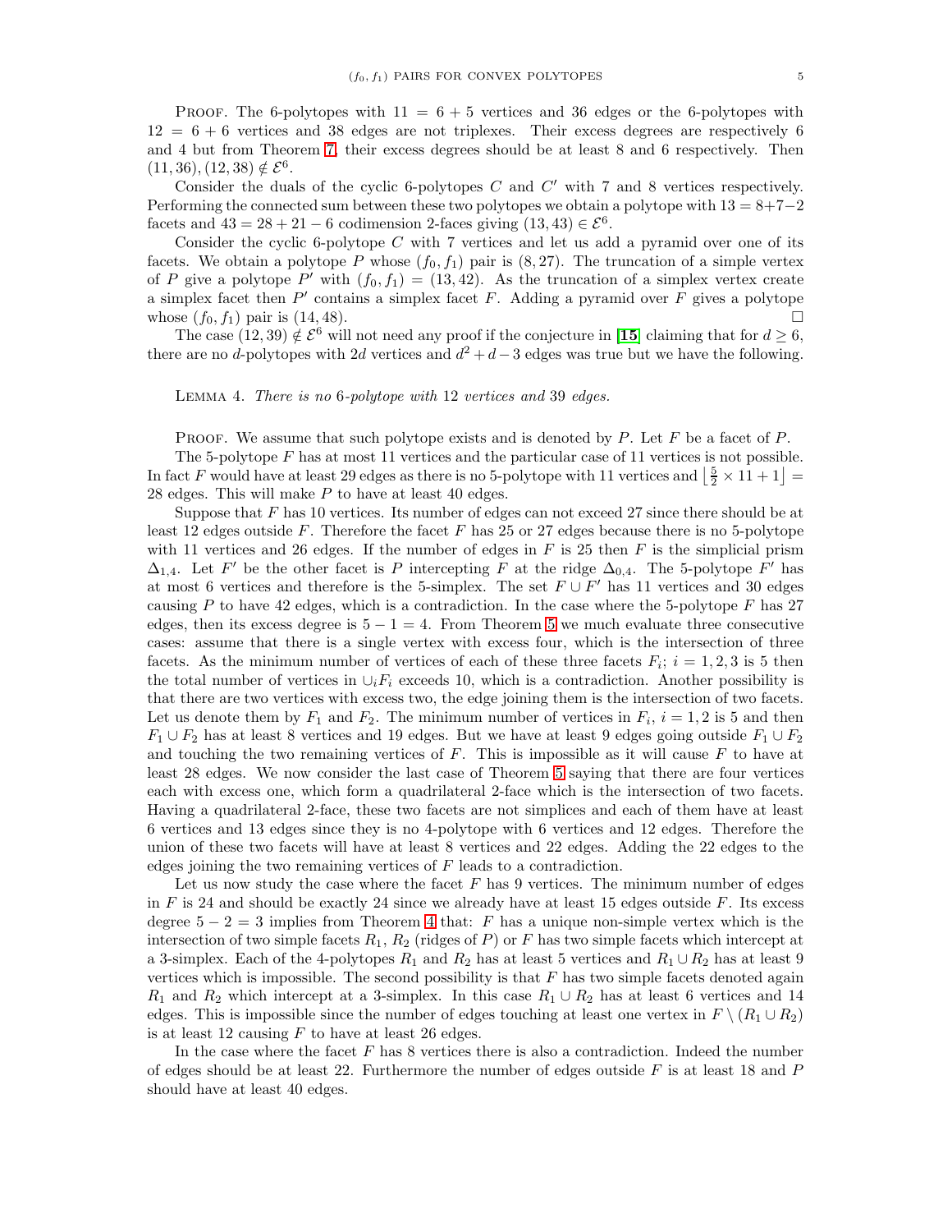PROOF. The 6-polytopes with $11 = 6+5$ vertices and 36 edges or the 6-polytopes with $12 = 6+6$ vertices and 38 edges are not triplexes. Their excess degrees are respectively 6 and 4 but from Theorem 7, their excess degrees should be at least 8 and 6 respectively. Then $(11, 36), (12, 38) \notin \mathcal{E}^6$.

Consider the duals of the cyclic 6-polytopes $C$ and $C'$ with 7 and 8 vertices respectively. Performing the connected sum between these two polytopes we obtain a polytope with $13 = 8+7-2$ facets and $43 = 28+21-6$ codimension 2-faces giving $(13, 43) \in \mathcal{E}^6$.

Consider the cyclic 6-polytope $C$ with 7 vertices and let us add a pyramid over one of its facets. We obtain a polytope $P$ whose $(f_0, f_1)$ pair is $(8, 27)$. The truncation of a simple vertex of $P$ give a polytope $P'$ with $(f_0, f_1) = (13, 42)$. As the truncation of a simplex vertex create a simplex facet then $P'$ contains a simplex facet $F$. Adding a pyramid over $F$ gives a polytope whose $(f_0, f_1)$ pair is $(14, 48)$. $\square$

The case $(12, 39) \notin \mathcal{E}^6$ will not need any proof if the conjecture in [15] claiming that for $d \geq 6$, there are no $d$-polytopes with $2d$ vertices and $d^2 + d - 3$ edges was true but we have the following.

LEMMA 4. *There is no* 6*-polytope with* 12 *vertices and* 39 *edges.*

PROOF. We assume that such polytope exists and is denoted by $P$. Let $F$ be a facet of $P$.

The 5-polytope $F$ has at most 11 vertices and the particular case of 11 vertices is not possible. In fact $F$ would have at least 29 edges as there is no 5-polytope with 11 vertices and $\lfloor \frac{5}{2} \times 11 + 1 \rfloor = 28$ edges. This will make $P$ to have at least 40 edges.

Suppose that $F$ has 10 vertices. Its number of edges can not exceed 27 since there should be at least 12 edges outside $F$. Therefore the facet $F$ has 25 or 27 edges because there is no 5-polytope with 11 vertices and 26 edges. If the number of edges in $F$ is 25 then $F$ is the simplicial prism $\Delta_{1,4}$. Let $F'$ be the other facet is $P$ intercepting $F$ at the ridge $\Delta_{0,4}$. The 5-polytope $F'$ has at most 6 vertices and therefore is the 5-simplex. The set $F \cup F'$ has 11 vertices and 30 edges causing $P$ to have 42 edges, which is a contradiction. In the case where the 5-polytope $F$ has 27 edges, then its excess degree is $5 - 1 = 4$. From Theorem 5 we much evaluate three consecutive cases: assume that there is a single vertex with excess four, which is the intersection of three facets. As the minimum number of vertices of each of these three facets $F_i$; $i = 1, 2, 3$ is 5 then the total number of vertices in $\cup_i F_i$ exceeds 10, which is a contradiction. Another possibility is that there are two vertices with excess two, the edge joining them is the intersection of two facets. Let us denote them by $F_1$ and $F_2$. The minimum number of vertices in $F_i$, $i = 1, 2$ is 5 and then $F_1 \cup F_2$ has at least 8 vertices and 19 edges. But we have at least 9 edges going outside $F_1 \cup F_2$ and touching the two remaining vertices of $F$. This is impossible as it will cause $F$ to have at least 28 edges. We now consider the last case of Theorem 5 saying that there are four vertices each with excess one, which form a quadrilateral 2-face which is the intersection of two facets. Having a quadrilateral 2-face, these two facets are not simplices and each of them have at least 6 vertices and 13 edges since they is no 4-polytope with 6 vertices and 12 edges. Therefore the union of these two facets will have at least 8 vertices and 22 edges. Adding the 22 edges to the edges joining the two remaining vertices of $F$ leads to a contradiction.

Let us now study the case where the facet $F$ has 9 vertices. The minimum number of edges in $F$ is 24 and should be exactly 24 since we already have at least 15 edges outside $F$. Its excess degree $5 - 2 = 3$ implies from Theorem 4 that: $F$ has a unique non-simple vertex which is the intersection of two simple facets $R_1$, $R_2$ (ridges of $P$) or $F$ has two simple facets which intercept at a 3-simplex. Each of the 4-polytopes $R_1$ and $R_2$ has at least 5 vertices and $R_1 \cup R_2$ has at least 9 vertices which is impossible. The second possibility is that $F$ has two simple facets denoted again $R_1$ and $R_2$ which intercept at a 3-simplex. In this case $R_1 \cup R_2$ has at least 6 vertices and 14 edges. This is impossible since the number of edges touching at least one vertex in $F \setminus (R_1 \cup R_2)$ is at least 12 causing $F$ to have at least 26 edges.

In the case where the facet $F$ has 8 vertices there is also a contradiction. Indeed the number of edges should be at least 22. Furthermore the number of edges outside $F$ is at least 18 and $P$ should have at least 40 edges.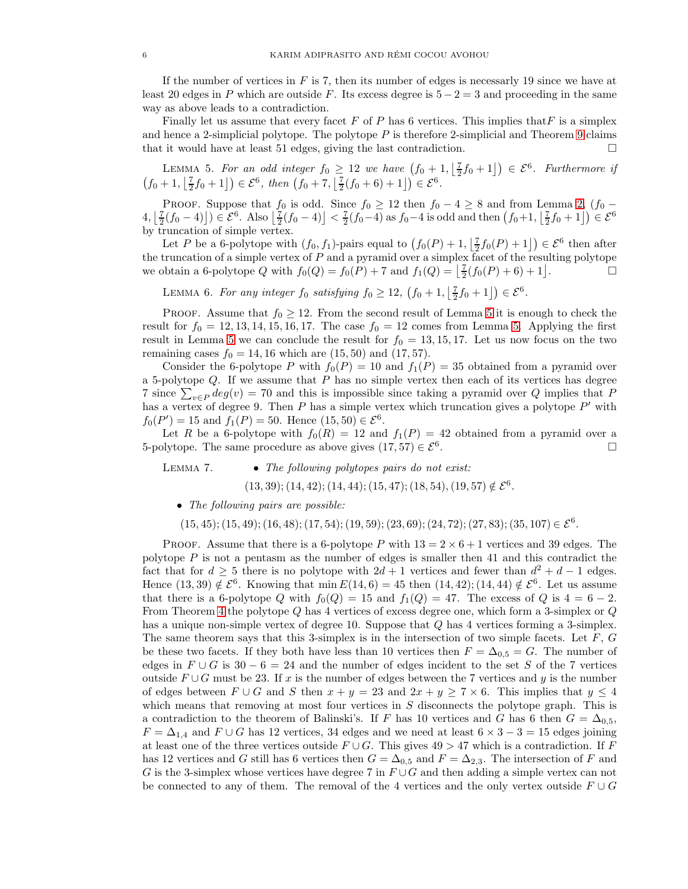If the number of vertices in $F$ is 7, then its number of edges is necessarly 19 since we have at least 20 edges in $P$ which are outside $F$. Its excess degree is $5-2=3$ and proceeding in the same way as above leads to a contradiction.

Finally let us assume that every facet $F$ of $P$ has 6 vertices. This implies that$F$ is a simplex and hence a 2-simplicial polytope. The polytope $P$ is therefore 2-simplicial and Theorem 9 claims that it would have at least 51 edges, giving the last contradiction. □

Lemma 5. *For an odd integer $f_0 \geq 12$ we have $\left(f_0+1, \left\lfloor \frac{7}{2}f_0+1 \right\rfloor\right) \in \mathcal{E}^6$. Furthermore if $\left(f_0+1, \left\lfloor \frac{7}{2}f_0+1 \right\rfloor\right) \in \mathcal{E}^6$, then $\left(f_0+7, \left\lfloor \frac{7}{2}(f_0+6)+1 \right\rfloor\right) \in \mathcal{E}^6$.*

Proof. Suppose that $f_0$ is odd. Since $f_0 \geq 12$ then $f_0 - 4 \geq 8$ and from Lemma 2, $(f_0 - 4, \left\lfloor \frac{7}{2}(f_0-4) \right\rfloor) \in \mathcal{E}^6$. Also $\left\lfloor \frac{7}{2}(f_0-4) \right\rfloor < \frac{7}{2}(f_0-4)$ as $f_0-4$ is odd and then $\left(f_0+1, \left\lfloor \frac{7}{2}f_0+1 \right\rfloor\right) \in \mathcal{E}^6$ by truncation of simple vertex.

Let $P$ be a 6-polytope with $(f_0, f_1)$-pairs equal to $\left(f_0(P)+1, \left\lfloor \frac{7}{2}f_0(P)+1 \right\rfloor\right) \in \mathcal{E}^6$ then after the truncation of a simple vertex of $P$ and a pyramid over a simplex facet of the resulting polytope we obtain a 6-polytope $Q$ with $f_0(Q) = f_0(P)+7$ and $f_1(Q) = \left\lfloor \frac{7}{2}(f_0(P)+6)+1 \right\rfloor$. □

Lemma 6. *For any integer $f_0$ satisfying $f_0 \geq 12$, $\left(f_0+1, \left\lfloor \frac{7}{2}f_0+1 \right\rfloor\right) \in \mathcal{E}^6$.*

Proof. Assume that $f_0 \geq 12$. From the second result of Lemma 5 it is enough to check the result for $f_0 = 12, 13, 14, 15, 16, 17$. The case $f_0 = 12$ comes from Lemma 5. Applying the first result in Lemma 5 we can conclude the result for $f_0 = 13, 15, 17$. Let us now focus on the two remaining cases $f_0 = 14, 16$ which are $(15, 50)$ and $(17, 57)$.

Consider the 6-polytope $P$ with $f_0(P) = 10$ and $f_1(P) = 35$ obtained from a pyramid over a 5-polytope $Q$. If we assume that $P$ has no simple vertex then each of its vertices has degree 7 since $\sum_{v \in P} deg(v) = 70$ and this is impossible since taking a pyramid over $Q$ implies that $P$ has a vertex of degree 9. Then $P$ has a simple vertex which truncation gives a polytope $P'$ with $f_0(P') = 15$ and $f_1(P) = 50$. Hence $(15, 50) \in \mathcal{E}^6$.

Let $R$ be a 6-polytope with $f_0(R) = 12$ and $f_1(R) = 42$ obtained from a pyramid over a 5-polytope. The same procedure as above gives $(17, 57) \in \mathcal{E}^6$. □

Lemma 7.
- *The following polytopes pairs do not exist:*
$$(13,39); (14,42); (14,44); (15,47); (18,54), (19,57) \notin \mathcal{E}^6.$$
- *The following pairs are possible:*
$$(15,45); (15,49); (16,48); (17,54); (19,59); (23,69); (24,72); (27,83); (35,107) \in \mathcal{E}^6.$$

Proof. Assume that there is a 6-polytope $P$ with $13 = 2 \times 6 + 1$ vertices and 39 edges. The polytope $P$ is not a pentasm as the number of edges is smaller then 41 and this contradict the fact that for $d \geq 5$ there is no polytope with $2d+1$ vertices and fewer than $d^2+d-1$ edges. Hence $(13, 39) \notin \mathcal{E}^6$. Knowing that $\min E(14, 6) = 45$ then $(14, 42); (14, 44) \notin \mathcal{E}^6$. Let us assume that there is a 6-polytope $Q$ with $f_0(Q) = 15$ and $f_1(Q) = 47$. The excess of $Q$ is $4 = 6-2$. From Theorem 4 the polytope $Q$ has 4 vertices of excess degree one, which form a 3-simplex or $Q$ has a unique non-simple vertex of degree 10. Suppose that $Q$ has 4 vertices forming a 3-simplex. The same theorem says that this 3-simplex is in the intersection of two simple facets. Let $F$, $G$ be these two facets. If they both have less than 10 vertices then $F = \Delta_{0,5} = G$. The number of edges in $F \cup G$ is $30 - 6 = 24$ and the number of edges incident to the set $S$ of the 7 vertices outside $F \cup G$ must be 23. If $x$ is the number of edges between the 7 vertices and $y$ is the number of edges between $F \cup G$ and $S$ then $x + y = 23$ and $2x + y \geq 7 \times 6$. This implies that $y \leq 4$ which means that removing at most four vertices in $S$ disconnects the polytope graph. This is a contradiction to the theorem of Balinski's. If $F$ has 10 vertices and $G$ has 6 then $G = \Delta_{0,5}$, $F = \Delta_{1,4}$ and $F \cup G$ has 12 vertices, 34 edges and we need at least $6 \times 3 - 3 = 15$ edges joining at least one of the three vertices outside $F \cup G$. This gives $49 > 47$ which is a contradiction. If $F$ has 12 vertices and $G$ still has 6 vertices then $G = \Delta_{0,5}$ and $F = \Delta_{2,3}$. The intersection of $F$ and $G$ is the 3-simplex whose vertices have degree 7 in $F \cup G$ and then adding a simple vertex can not be connected to any of them. The removal of the 4 vertices and the only vertex outside $F \cup G$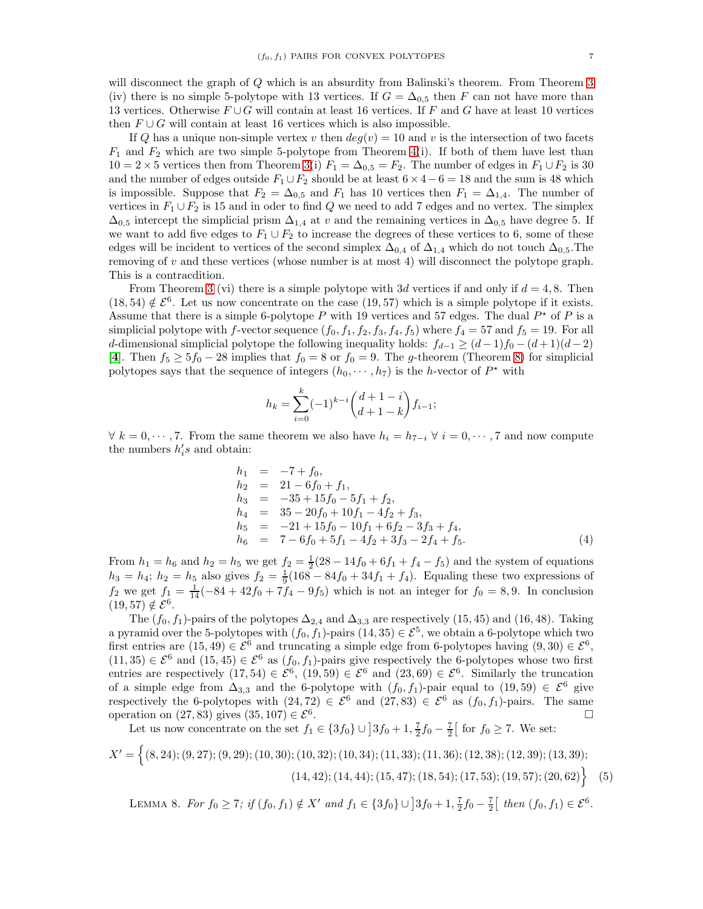will disconnect the graph of $Q$ which is an absurdity from Balinski's theorem. From Theorem 3 (iv) there is no simple 5-polytope with 13 vertices. If $G = \Delta_{0,5}$ then $F$ can not have more than 13 vertices. Otherwise $F \cup G$ will contain at least 16 vertices. If $F$ and $G$ have at least 10 vertices then $F \cup G$ will contain at least 16 vertices which is also impossible.

If $Q$ has a unique non-simple vertex $v$ then $deg(v) = 10$ and $v$ is the intersection of two facets $F_1$ and $F_2$ which are two simple 5-polytope from Theorem 4(i). If both of them have lest than $10 = 2 \times 5$ vertices then from Theorem 3(i) $F_1 = \Delta_{0,5} = F_2$. The number of edges in $F_1 \cup F_2$ is 30 and the number of edges outside $F_1 \cup F_2$ should be at least $6 \times 4 - 6 = 18$ and the sum is 48 which is impossible. Suppose that $F_2 = \Delta_{0,5}$ and $F_1$ has 10 vertices then $F_1 = \Delta_{1,4}$. The number of vertices in $F_1 \cup F_2$ is 15 and in oder to find $Q$ we need to add 7 edges and no vertex. The simplex $\Delta_{0,5}$ intercept the simplicial prism $\Delta_{1,4}$ at $v$ and the remaining vertices in $\Delta_{0,5}$ have degree 5. If we want to add five edges to $F_1 \cup F_2$ to increase the degrees of these vertices to 6, some of these edges will be incident to vertices of the second simplex $\Delta_{0,4}$ of $\Delta_{1,4}$ which do not touch $\Delta_{0,5}$.The removing of $v$ and these vertices (whose number is at most 4) will disconnect the polytope graph. This is a contracdition.

From Theorem 3 (vi) there is a simple polytope with $3d$ vertices if and only if $d = 4, 8$. Then $(18, 54) \notin \mathcal{E}^6$. Let us now concentrate on the case $(19, 57)$ which is a simple polytope if it exists. Assume that there is a simple 6-polytope $P$ with 19 vertices and 57 edges. The dual $P^\star$ of $P$ is a simplicial polytope with $f$-vector sequence $(f_0, f_1, f_2, f_3, f_4, f_5)$ where $f_4 = 57$ and $f_5 = 19$. For all $d$-dimensional simplicial polytope the following inequality holds: $f_{d-1} \geq (d-1)f_0 - (d+1)(d-2)$ [**4**]. Then $f_5 \geq 5f_0 - 28$ implies that $f_0 = 8$ or $f_0 = 9$. The $g$-theorem (Theorem 8) for simplicial polytopes says that the sequence of integers $(h_0, \cdots, h_7)$ is the $h$-vector of $P^\star$ with

$$h_k = \sum_{i=0}^{k} (-1)^{k-i} \binom{d+1-i}{d+1-k} f_{i-1};$$

$\forall\ k = 0, \cdots, 7$. From the same theorem we also have $h_i = h_{7-i}\ \forall\ i = 0, \cdots, 7$ and now compute the numbers $h_i's$ and obtain:

$$\begin{aligned}
h_1 &= -7 + f_0, \\
h_2 &= 21 - 6f_0 + f_1, \\
h_3 &= -35 + 15f_0 - 5f_1 + f_2, \\
h_4 &= 35 - 20f_0 + 10f_1 - 4f_2 + f_3, \\
h_5 &= -21 + 15f_0 - 10f_1 + 6f_2 - 3f_3 + f_4, \\
h_6 &= 7 - 6f_0 + 5f_1 - 4f_2 + 3f_3 - 2f_4 + f_5.
\end{aligned} \quad (4)$$

From $h_1 = h_6$ and $h_2 = h_5$ we get $f_2 = \frac{1}{2}(28 - 14f_0 + 6f_1 + f_4 - f_5)$ and the system of equations $h_3 = h_4$; $h_2 = h_5$ also gives $f_2 = \frac{1}{9}(168 - 84f_0 + 34f_1 + f_4)$. Equaling these two expressions of $f_2$ we get $f_1 = \frac{1}{14}(-84 + 42f_0 + 7f_4 - 9f_5)$ which is not an integer for $f_0 = 8, 9$. In conclusion $(19, 57) \notin \mathcal{E}^6$.

The $(f_0, f_1)$-pairs of the polytopes $\Delta_{2,4}$ and $\Delta_{3,3}$ are respectively $(15, 45)$ and $(16, 48)$. Taking a pyramid over the 5-polytopes with $(f_0, f_1)$-pairs $(14, 35) \in \mathcal{E}^5$, we obtain a 6-polytope which two first entries are $(15, 49) \in \mathcal{E}^6$ and truncating a simple edge from 6-polytopes having $(9, 30) \in \mathcal{E}^6$, $(11, 35) \in \mathcal{E}^6$ and $(15, 45) \in \mathcal{E}^6$ as $(f_0, f_1)$-pairs give respectively the 6-polytopes whose two first entries are respectively $(17, 54) \in \mathcal{E}^6$, $(19, 59) \in \mathcal{E}^6$ and $(23, 69) \in \mathcal{E}^6$. Similarly the truncation of a simple edge from $\Delta_{3,3}$ and the 6-polytope with $(f_0, f_1)$-pair equal to $(19, 59) \in \mathcal{E}^6$ give respectively the 6-polytopes with $(24, 72) \in \mathcal{E}^6$ and $(27, 83) \in \mathcal{E}^6$ as $(f_0, f_1)$-pairs. The same operation on $(27, 83)$ gives $(35, 107) \in \mathcal{E}^6$. $\square$

Let us now concentrate on the set $f_1 \in \{3f_0\} \cup \left]3f_0 + 1, \frac{7}{2}f_0 - \frac{7}{2}\right[$ for $f_0 \geq 7$. We set:

$$X' = \Big\{(8, 24); (9, 27); (9, 29); (10, 30); (10, 32); (10, 34); (11, 33); (11, 36); (12, 38); (12, 39); (13, 39); \\ (14, 42); (14, 44); (15, 47); (18, 54); (17, 53); (19, 57); (20, 62)\Big\} \quad (5)$$

LEMMA 8. *For $f_0 \geq 7$; if $(f_0, f_1) \notin X'$ and $f_1 \in \{3f_0\} \cup \left]3f_0 + 1, \frac{7}{2}f_0 - \frac{7}{2}\right[$ then $(f_0, f_1) \in \mathcal{E}^6$.*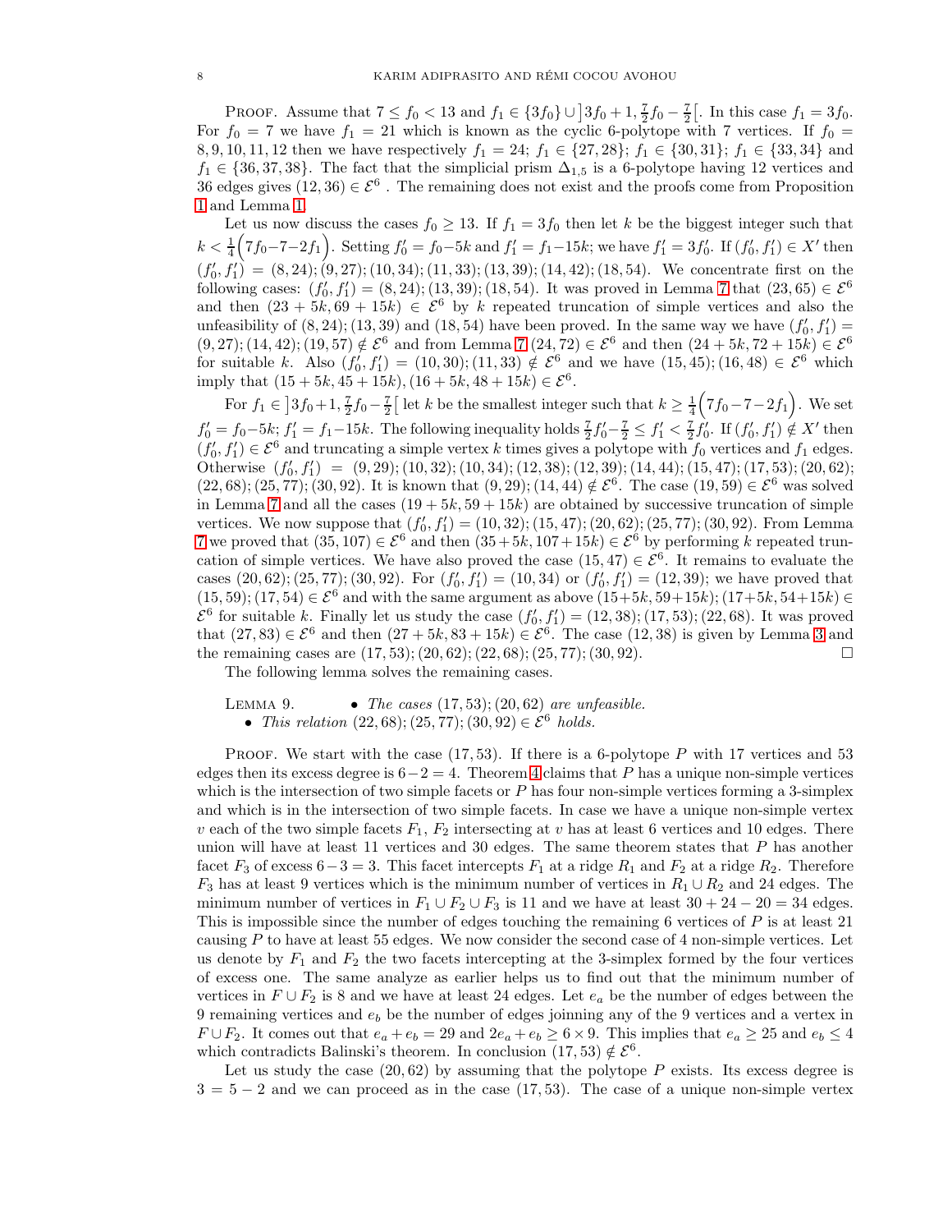PROOF. Assume that $7 \leq f_0 < 13$ and $f_1 \in \{3f_0\} \cup \left]3f_0+1, \frac{7}{2}f_0 - \frac{7}{2}\right[$. In this case $f_1 = 3f_0$. For $f_0 = 7$ we have $f_1 = 21$ which is known as the cyclic 6-polytope with 7 vertices. If $f_0 = 8, 9, 10, 11, 12$ then we have respectively $f_1 = 24$; $f_1 \in \{27, 28\}$; $f_1 \in \{30, 31\}$; $f_1 \in \{33, 34\}$ and $f_1 \in \{36, 37, 38\}$. The fact that the simplicial prism $\Delta_{1,5}$ is a 6-polytope having 12 vertices and 36 edges gives $(12, 36) \in \mathcal{E}^6$ . The remaining does not exist and the proofs come from Proposition 1 and Lemma 1.

Let us now discuss the cases $f_0 \geq 13$. If $f_1 = 3f_0$ then let $k$ be the biggest integer such that $k < \frac{1}{4}\Big(7f_0 - 7 - 2f_1\Big)$. Setting $f_0' = f_0 - 5k$ and $f_1' = f_1 - 15k$; we have $f_1' = 3f_0'$. If $(f_0', f_1') \in X'$ then $(f_0', f_1') = (8, 24); (9, 27); (10, 34); (11, 33); (13, 39); (14, 42); (18, 54)$. We concentrate first on the following cases: $(f_0', f_1') = (8, 24); (13, 39); (18, 54)$. It was proved in Lemma 7 that $(23, 65) \in \mathcal{E}^6$ and then $(23 + 5k, 69 + 15k) \in \mathcal{E}^6$ by $k$ repeated truncation of simple vertices and also the unfeasibility of $(8, 24); (13, 39)$ and $(18, 54)$ have been proved. In the same way we have $(f_0', f_1') = (9, 27); (14, 42); (19, 57) \notin \mathcal{E}^6$ and from Lemma 7 $(24, 72) \in \mathcal{E}^6$ and then $(24 + 5k, 72 + 15k) \in \mathcal{E}^6$ for suitable $k$. Also $(f_0', f_1') = (10, 30); (11, 33) \notin \mathcal{E}^6$ and we have $(15, 45); (16, 48) \in \mathcal{E}^6$ which imply that $(15 + 5k, 45 + 15k), (16 + 5k, 48 + 15k) \in \mathcal{E}^6$.

For $f_1 \in \left]3f_0+1, \frac{7}{2}f_0 - \frac{7}{2}\right[$ let $k$ be the smallest integer such that $k \geq \frac{1}{4}\Big(7f_0 - 7 - 2f_1\Big)$. We set $f_0' = f_0 - 5k$; $f_1' = f_1 - 15k$. The following inequality holds $\frac{7}{2}f_0' - \frac{7}{2} \leq f_1' < \frac{7}{2}f_0'$. If $(f_0', f_1') \notin X'$ then $(f_0', f_1') \in \mathcal{E}^6$ and truncating a simple vertex $k$ times gives a polytope with $f_0$ vertices and $f_1$ edges. Otherwise $(f_0', f_1') = (9, 29); (10, 32); (10, 34); (12, 38); (12, 39); (14, 44); (15, 47); (17, 53); (20, 62); (22, 68); (25, 77); (30, 92)$. It is known that $(9, 29); (14, 44) \notin \mathcal{E}^6$. The case $(19, 59) \in \mathcal{E}^6$ was solved in Lemma 7 and all the cases $(19 + 5k, 59 + 15k)$ are obtained by successive truncation of simple vertices. We now suppose that $(f_0', f_1') = (10, 32); (15, 47); (20, 62); (25, 77); (30, 92)$. From Lemma 7 we proved that $(35, 107) \in \mathcal{E}^6$ and then $(35 + 5k, 107 + 15k) \in \mathcal{E}^6$ by performing $k$ repeated truncation of simple vertices. We have also proved the case $(15, 47) \in \mathcal{E}^6$. It remains to evaluate the cases $(20, 62); (25, 77); (30, 92)$. For $(f_0', f_1') = (10, 34)$ or $(f_0', f_1') = (12, 39)$; we have proved that $(15, 59); (17, 54) \in \mathcal{E}^6$ and with the same argument as above $(15+5k, 59+15k); (17+5k, 54+15k) \in \mathcal{E}^6$ for suitable $k$. Finally let us study the case $(f_0', f_1') = (12, 38); (17, 53); (22, 68)$. It was proved that $(27, 83) \in \mathcal{E}^6$ and then $(27 + 5k, 83 + 15k) \in \mathcal{E}^6$. The case $(12, 38)$ is given by Lemma 3 and the remaining cases are $(17, 53); (20, 62); (22, 68); (25, 77); (30, 92)$. □

The following lemma solves the remaining cases.

LEMMA 9.
- *The cases* $(17, 53); (20, 62)$ *are unfeasible.*
- *This relation* $(22, 68); (25, 77); (30, 92) \in \mathcal{E}^6$ *holds.*

PROOF. We start with the case $(17, 53)$. If there is a 6-polytope $P$ with 17 vertices and 53 edges then its excess degree is $6 - 2 = 4$. Theorem 4 claims that $P$ has a unique non-simple vertices which is the intersection of two simple facets or $P$ has four non-simple vertices forming a 3-simplex and which is in the intersection of two simple facets. In case we have a unique non-simple vertex $v$ each of the two simple facets $F_1$, $F_2$ intersecting at $v$ has at least 6 vertices and 10 edges. There union will have at least 11 vertices and 30 edges. The same theorem states that $P$ has another facet $F_3$ of excess $6 - 3 = 3$. This facet intercepts $F_1$ at a ridge $R_1$ and $F_2$ at a ridge $R_2$. Therefore $F_3$ has at least 9 vertices which is the minimum number of vertices in $R_1 \cup R_2$ and 24 edges. The minimum number of vertices in $F_1 \cup F_2 \cup F_3$ is 11 and we have at least $30 + 24 - 20 = 34$ edges. This is impossible since the number of edges touching the remaining 6 vertices of $P$ is at least 21 causing $P$ to have at least 55 edges. We now consider the second case of 4 non-simple vertices. Let us denote by $F_1$ and $F_2$ the two facets intercepting at the 3-simplex formed by the four vertices of excess one. The same analyze as earlier helps us to find out that the minimum number of vertices in $F \cup F_2$ is 8 and we have at least 24 edges. Let $e_a$ be the number of edges between the 9 remaining vertices and $e_b$ be the number of edges joinning any of the 9 vertices and a vertex in $F \cup F_2$. It comes out that $e_a + e_b = 29$ and $2e_a + e_b \geq 6 \times 9$. This implies that $e_a \geq 25$ and $e_b \leq 4$ which contradicts Balinski's theorem. In conclusion $(17, 53) \notin \mathcal{E}^6$.

Let us study the case $(20, 62)$ by assuming that the polytope $P$ exists. Its excess degree is $3 = 5 - 2$ and we can proceed as in the case $(17, 53)$. The case of a unique non-simple vertex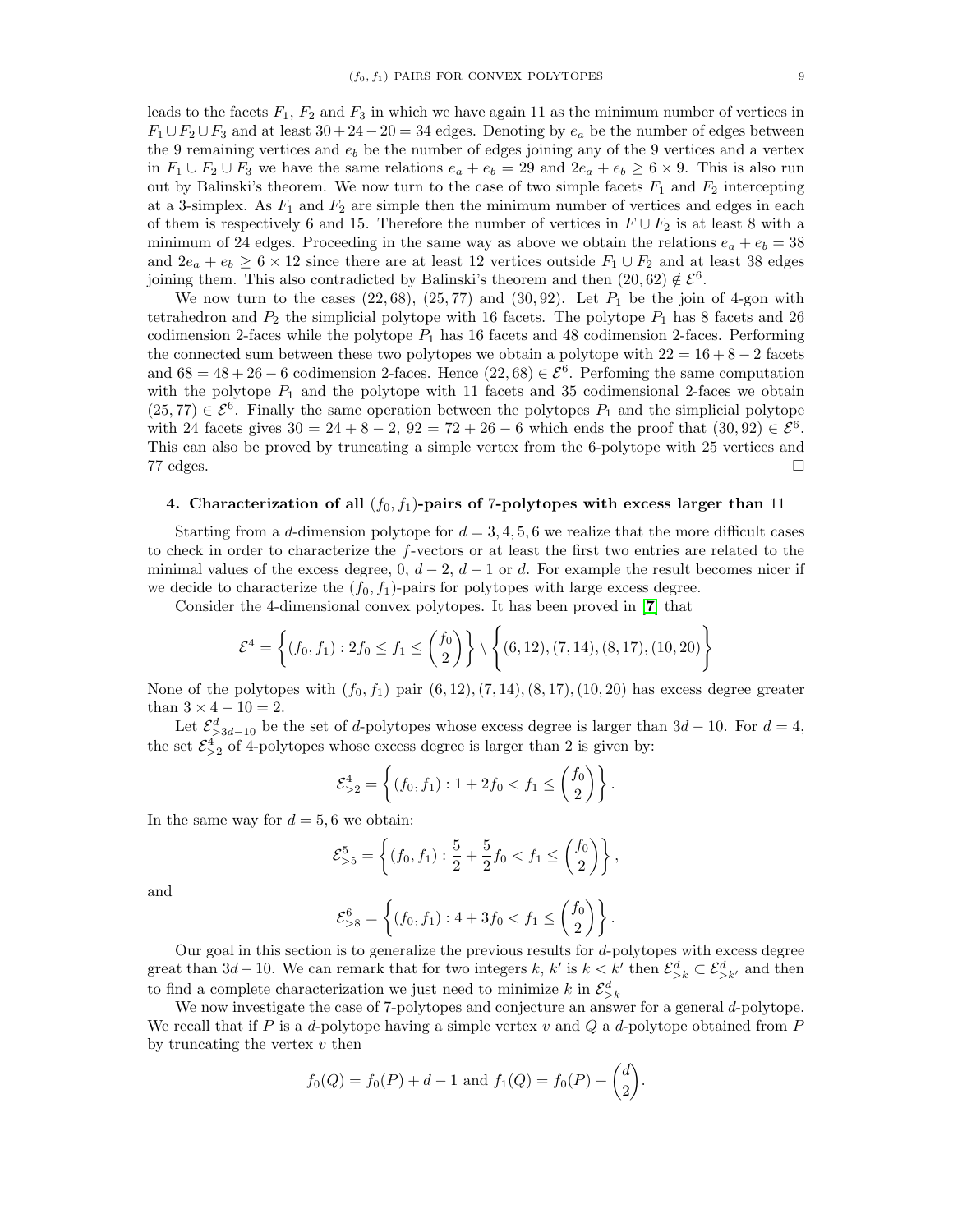leads to the facets $F_1$, $F_2$ and $F_3$ in which we have again 11 as the minimum number of vertices in $F_1 \cup F_2 \cup F_3$ and at least $30 + 24 - 20 = 34$ edges. Denoting by $e_a$ be the number of edges between the 9 remaining vertices and $e_b$ be the number of edges joining any of the 9 vertices and a vertex in $F_1 \cup F_2 \cup F_3$ we have the same relations $e_a + e_b = 29$ and $2e_a + e_b \geq 6 \times 9$. This is also run out by Balinski's theorem. We now turn to the case of two simple facets $F_1$ and $F_2$ intercepting at a 3-simplex. As $F_1$ and $F_2$ are simple then the minimum number of vertices and edges in each of them is respectively 6 and 15. Therefore the number of vertices in $F \cup F_2$ is at least 8 with a minimum of 24 edges. Proceeding in the same way as above we obtain the relations $e_a + e_b = 38$ and $2e_a + e_b \geq 6 \times 12$ since there are at least 12 vertices outside $F_1 \cup F_2$ and at least 38 edges joining them. This also contradicted by Balinski's theorem and then $(20, 62) \notin \mathcal{E}^6$.

We now turn to the cases $(22, 68)$, $(25, 77)$ and $(30, 92)$. Let $P_1$ be the join of 4-gon with tetrahedron and $P_2$ the simplicial polytope with 16 facets. The polytope $P_1$ has 8 facets and 26 codimension 2-faces while the polytope $P_1$ has 16 facets and 48 codimension 2-faces. Performing the connected sum between these two polytopes we obtain a polytope with $22 = 16 + 8 - 2$ facets and $68 = 48 + 26 - 6$ codimension 2-faces. Hence $(22, 68) \in \mathcal{E}^6$. Perfoming the same computation with the polytope $P_1$ and the polytope with 11 facets and 35 codimensional 2-faces we obtain $(25, 77) \in \mathcal{E}^6$. Finally the same operation between the polytopes $P_1$ and the simplicial polytope with 24 facets gives $30 = 24 + 8 - 2$, $92 = 72 + 26 - 6$ which ends the proof that $(30, 92) \in \mathcal{E}^6$. This can also be proved by truncating a simple vertex from the 6-polytope with 25 vertices and 77 edges. $\square$

## 4. Characterization of all $(f_0, f_1)$-pairs of 7-polytopes with excess larger than 11

Starting from a $d$-dimension polytope for $d = 3, 4, 5, 6$ we realize that the more difficult cases to check in order to characterize the $f$-vectors or at least the first two entries are related to the minimal values of the excess degree, 0, $d - 2$, $d - 1$ or $d$. For example the result becomes nicer if we decide to characterize the $(f_0, f_1)$-pairs for polytopes with large excess degree.

Consider the 4-dimensional convex polytopes. It has been proved in [7] that

$$\mathcal{E}^4 = \left\{ (f_0, f_1) : 2f_0 \leq f_1 \leq \binom{f_0}{2} \right\} \setminus \left\{ (6, 12), (7, 14), (8, 17), (10, 20) \right\}$$

None of the polytopes with $(f_0, f_1)$ pair $(6, 12), (7, 14), (8, 17), (10, 20)$ has excess degree greater than $3 \times 4 - 10 = 2$.

Let $\mathcal{E}^d_{>3d-10}$ be the set of $d$-polytopes whose excess degree is larger than $3d - 10$. For $d = 4$, the set $\mathcal{E}^4_{>2}$ of 4-polytopes whose excess degree is larger than 2 is given by:

$$\mathcal{E}^4_{>2} = \left\{ (f_0, f_1) : 1 + 2f_0 < f_1 \leq \binom{f_0}{2} \right\}.$$

In the same way for $d = 5, 6$ we obtain:

$$\mathcal{E}^5_{>5} = \left\{ (f_0, f_1) : \frac{5}{2} + \frac{5}{2} f_0 < f_1 \leq \binom{f_0}{2} \right\},$$

and

$$\mathcal{E}^6_{>8} = \left\{ (f_0, f_1) : 4 + 3f_0 < f_1 \leq \binom{f_0}{2} \right\}.$$

Our goal in this section is to generalize the previous results for $d$-polytopes with excess degree great than $3d - 10$. We can remark that for two integers $k$, $k'$ is $k < k'$ then $\mathcal{E}^d_{>k} \subset \mathcal{E}^d_{>k'}$ and then to find a complete characterization we just need to minimize $k$ in $\mathcal{E}^d_{>k}$

We now investigate the case of 7-polytopes and conjecture an answer for a general $d$-polytope. We recall that if $P$ is a $d$-polytope having a simple vertex $v$ and $Q$ a $d$-polytope obtained from $P$ by truncating the vertex $v$ then

$$f_0(Q) = f_0(P) + d - 1 \text{ and } f_1(Q) = f_0(P) + \binom{d}{2}.$$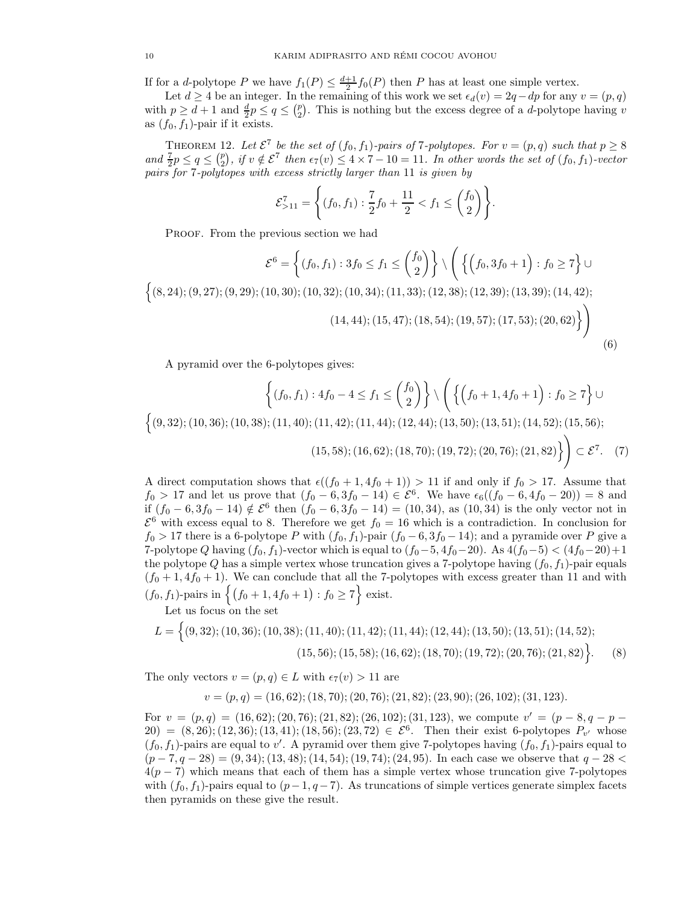If for a $d$-polytope $P$ we have $f_1(P) \leq \frac{d+1}{2} f_0(P)$ then $P$ has at least one simple vertex.

Let $d \geq 4$ be an integer. In the remaining of this work we set $\epsilon_d(v) = 2q - dp$ for any $v = (p, q)$ with $p \geq d+1$ and $\frac{d}{2}p \leq q \leq \binom{p}{2}$. This is nothing but the excess degree of a $d$-polytope having $v$ as $(f_0, f_1)$-pair if it exists.

THEOREM 12. *Let $\mathcal{E}^7$ be the set of $(f_0, f_1)$-pairs of 7-polytopes. For $v = (p, q)$ such that $p \geq 8$ and $\frac{7}{2}p \leq q \leq \binom{p}{2}$, if $v \notin \mathcal{E}^7$ then $\epsilon_7(v) \leq 4 \times 7 - 10 = 11$. In other words the set of $(f_0, f_1)$-vector pairs for 7-polytopes with excess strictly larger than 11 is given by*

$$\mathcal{E}^7_{>11} = \left\{ (f_0, f_1) : \frac{7}{2} f_0 + \frac{11}{2} < f_1 \leq \binom{f_0}{2} \right\}.$$

PROOF. From the previous section we had

$$\mathcal{E}^6 = \left\{ (f_0, f_1) : 3f_0 \leq f_1 \leq \binom{f_0}{2} \right\} \setminus \Bigg( \Big\{ \big(f_0, 3f_0 + 1\big) : f_0 \geq 7 \Big\} \cup \Big\{ (8, 24); (9, 27); (9, 29); (10, 30); (10, 32); (10, 34); (11, 33); (12, 38); (12, 39); (13, 39); (14, 42); (14, 44); (15, 47); (18, 54); (19, 57); (17, 53); (20, 62) \Big\} \Bigg) \tag{6}$$

A pyramid over the 6-polytopes gives:

$$\left\{ (f_0, f_1) : 4f_0 - 4 \leq f_1 \leq \binom{f_0}{2} \right\} \setminus \Bigg( \Big\{ \big(f_0 + 1, 4f_0 + 1\big) : f_0 \geq 7 \Big\} \cup \Big\{ (9, 32); (10, 36); (10, 38); (11, 40); (11, 42); (11, 44); (12, 44); (13, 50); (13, 51); (14, 52); (15, 56); (15, 58); (16, 62); (18, 70); (19, 72); (20, 76); (21, 82) \Big\} \Bigg) \subset \mathcal{E}^7. \tag{7}$$

A direct computation shows that $\epsilon((f_0 + 1, 4f_0 + 1)) > 11$ if and only if $f_0 > 17$. Assume that $f_0 > 17$ and let us prove that $(f_0 - 6, 3f_0 - 14) \in \mathcal{E}^6$. We have $\epsilon_6((f_0 - 6, 4f_0 - 20)) = 8$ and if $(f_0 - 6, 3f_0 - 14) \notin \mathcal{E}^6$ then $(f_0 - 6, 3f_0 - 14) = (10, 34)$, as $(10, 34)$ is the only vector not in $\mathcal{E}^6$ with excess equal to 8. Therefore we get $f_0 = 16$ which is a contradiction. In conclusion for $f_0 > 17$ there is a 6-polytope $P$ with $(f_0, f_1)$-pair $(f_0 - 6, 3f_0 - 14)$; and a pyramide over $P$ give a 7-polytope $Q$ having $(f_0, f_1)$-vector which is equal to $(f_0 - 5, 4f_0 - 20)$. As $4(f_0 - 5) < (4f_0 - 20) + 1$ the polytope $Q$ has a simple vertex whose truncation gives a 7-polytope having $(f_0, f_1)$-pair equals $(f_0 + 1, 4f_0 + 1)$. We can conclude that all the 7-polytopes with excess greater than 11 and with $(f_0, f_1)$-pairs in $\Big\{ \big(f_0 + 1, 4f_0 + 1\big) : f_0 \geq 7 \Big\}$ exist.

Let us focus on the set

$$L = \Big\{ (9, 32); (10, 36); (10, 38); (11, 40); (11, 42); (11, 44); (12, 44); (13, 50); (13, 51); (14, 52); (15, 56); (15, 58); (16, 62); (18, 70); (19, 72); (20, 76); (21, 82) \Big\}. \tag{8}$$

The only vectors $v = (p, q) \in L$ with $\epsilon_7(v) > 11$ are

$$v = (p, q) = (16, 62); (18, 70); (20, 76); (21, 82); (23, 90); (26, 102); (31, 123).$$

For $v = (p, q) = (16, 62); (20, 76); (21, 82); (26, 102); (31, 123)$, we compute $v' = (p - 8, q - p - 20) = (8, 26); (12, 36); (13, 41); (18, 56); (23, 72) \in \mathcal{E}^6$. Then their exist 6-polytopes $P_{v'}$ whose $(f_0, f_1)$-pairs are equal to $v'$. A pyramid over them give 7-polytopes having $(f_0, f_1)$-pairs equal to $(p - 7, q - 28) = (9, 34); (13, 48); (14, 54); (19, 74); (24, 95)$. In each case we observe that $q - 28 < 4(p - 7)$ which means that each of them has a simple vertex whose truncation give 7-polytopes with $(f_0, f_1)$-pairs equal to $(p - 1, q - 7)$. As truncations of simple vertices generate simplex facets then pyramids on these give the result.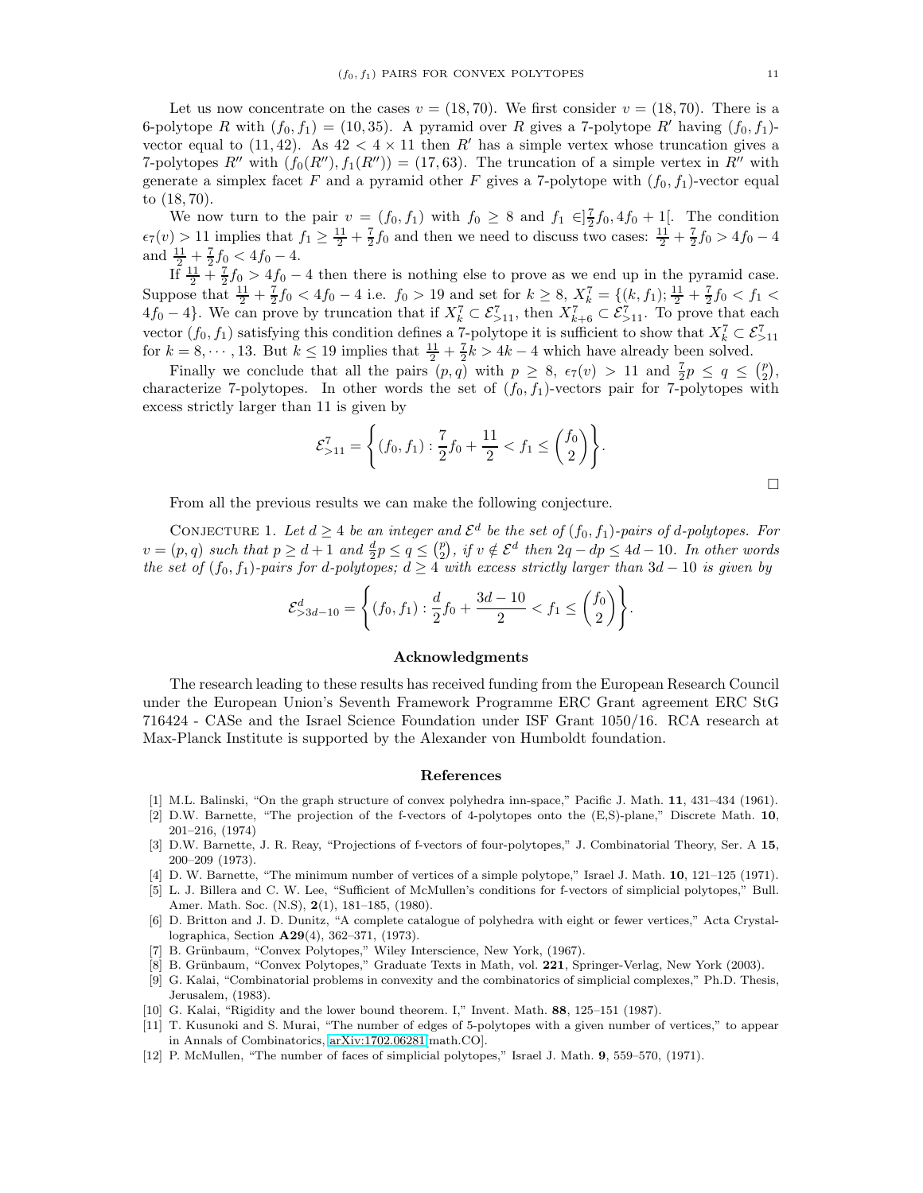Let us now concentrate on the cases $v = (18, 70)$. We first consider $v = (18, 70)$. There is a 6-polytope $R$ with $(f_0, f_1) = (10, 35)$. A pyramid over $R$ gives a 7-polytope $R'$ having $(f_0, f_1)$-vector equal to $(11, 42)$. As $42 < 4 \times 11$ then $R'$ has a simple vertex whose truncation gives a 7-polytopes $R''$ with $(f_0(R''), f_1(R'')) = (17, 63)$. The truncation of a simple vertex in $R''$ with generate a simplex facet $F$ and a pyramid other $F$ gives a 7-polytope with $(f_0, f_1)$-vector equal to $(18, 70)$.

We now turn to the pair $v = (f_0, f_1)$ with $f_0 \geq 8$ and $f_1 \in ]\frac{7}{2}f_0, 4f_0 + 1[$. The condition $\epsilon_7(v) > 11$ implies that $f_1 \geq \frac{11}{2} + \frac{7}{2}f_0$ and then we need to discuss two cases: $\frac{11}{2} + \frac{7}{2}f_0 > 4f_0 - 4$ and $\frac{11}{2} + \frac{7}{2}f_0 < 4f_0 - 4$.

If $\frac{11}{2} + \frac{7}{2}f_0 > 4f_0 - 4$ then there is nothing else to prove as we end up in the pyramid case. Suppose that $\frac{11}{2} + \frac{7}{2}f_0 < 4f_0 - 4$ i.e. $f_0 > 19$ and set for $k \geq 8$, $X_k^7 = \{(k, f_1); \frac{11}{2} + \frac{7}{2}f_0 < f_1 < 4f_0 - 4\}$. We can prove by truncation that if $X_k^7 \subset \mathcal{E}_{>11}^7$, then $X_{k+6}^7 \subset \mathcal{E}_{>11}^7$. To prove that each vector $(f_0, f_1)$ satisfying this condition defines a 7-polytope it is sufficient to show that $X_k^7 \subset \mathcal{E}_{>11}^7$ for $k = 8, \cdots, 13$. But $k \leq 19$ implies that $\frac{11}{2} + \frac{7}{2}k > 4k - 4$ which have already been solved.

Finally we conclude that all the pairs $(p, q)$ with $p \geq 8$, $\epsilon_7(v) > 11$ and $\frac{7}{2}p \leq q \leq \binom{p}{2}$, characterize 7-polytopes. In other words the set of $(f_0, f_1)$-vectors pair for 7-polytopes with excess strictly larger than 11 is given by

$$\mathcal{E}_{>11}^7 = \left\{ (f_0, f_1) : \frac{7}{2}f_0 + \frac{11}{2} < f_1 \leq \binom{f_0}{2} \right\}.$$

□

From all the previous results we can make the following conjecture.

Conjecture 1. *Let $d \geq 4$ be an integer and $\mathcal{E}^d$ be the set of $(f_0, f_1)$-pairs of $d$-polytopes. For $v = (p, q)$ such that $p \geq d + 1$ and $\frac{d}{2}p \leq q \leq \binom{p}{2}$, if $v \notin \mathcal{E}^d$ then $2q - dp \leq 4d - 10$. In other words the set of $(f_0, f_1)$-pairs for $d$-polytopes; $d \geq 4$ with excess strictly larger than $3d - 10$ is given by*

$$\mathcal{E}_{>3d-10}^d = \left\{ (f_0, f_1) : \frac{d}{2}f_0 + \frac{3d - 10}{2} < f_1 \leq \binom{f_0}{2} \right\}.$$

## Acknowledgments

The research leading to these results has received funding from the European Research Council under the European Union's Seventh Framework Programme ERC Grant agreement ERC StG 716424 - CASe and the Israel Science Foundation under ISF Grant 1050/16. RCA research at Max-Planck Institute is supported by the Alexander von Humboldt foundation.

## References

[1] M.L. Balinski, "On the graph structure of convex polyhedra inn-space," Pacific J. Math. **11**, 431–434 (1961).

[2] D.W. Barnette, "The projection of the f-vectors of 4-polytopes onto the (E,S)-plane," Discrete Math. **10**, 201–216, (1974)

[3] D.W. Barnette, J. R. Reay, "Projections of f-vectors of four-polytopes," J. Combinatorial Theory, Ser. A **15**, 200–209 (1973).

[4] D. W. Barnette, "The minimum number of vertices of a simple polytope," Israel J. Math. **10**, 121–125 (1971).

[5] L. J. Billera and C. W. Lee, "Sufficient of McMullen's conditions for f-vectors of simplicial polytopes," Bull. Amer. Math. Soc. (N.S), **2**(1), 181–185, (1980).

[6] D. Britton and J. D. Dunitz, "A complete catalogue of polyhedra with eight or fewer vertices," Acta Crystallographica, Section **A29**(4), 362–371, (1973).

[7] B. Grünbaum, "Convex Polytopes," Wiley Interscience, New York, (1967).

[8] B. Grünbaum, "Convex Polytopes," Graduate Texts in Math, vol. **221**, Springer-Verlag, New York (2003).

[9] G. Kalai, "Combinatorial problems in convexity and the combinatorics of simplicial complexes," Ph.D. Thesis, Jerusalem, (1983).

[10] G. Kalai, "Rigidity and the lower bound theorem. I," Invent. Math. **88**, 125–151 (1987).

[11] T. Kusunoki and S. Murai, "The number of edges of 5-polytopes with a given number of vertices," to appear in Annals of Combinatorics, arXiv:1702.06281[math.CO].

[12] P. McMullen, "The number of faces of simplicial polytopes," Israel J. Math. **9**, 559–570, (1971).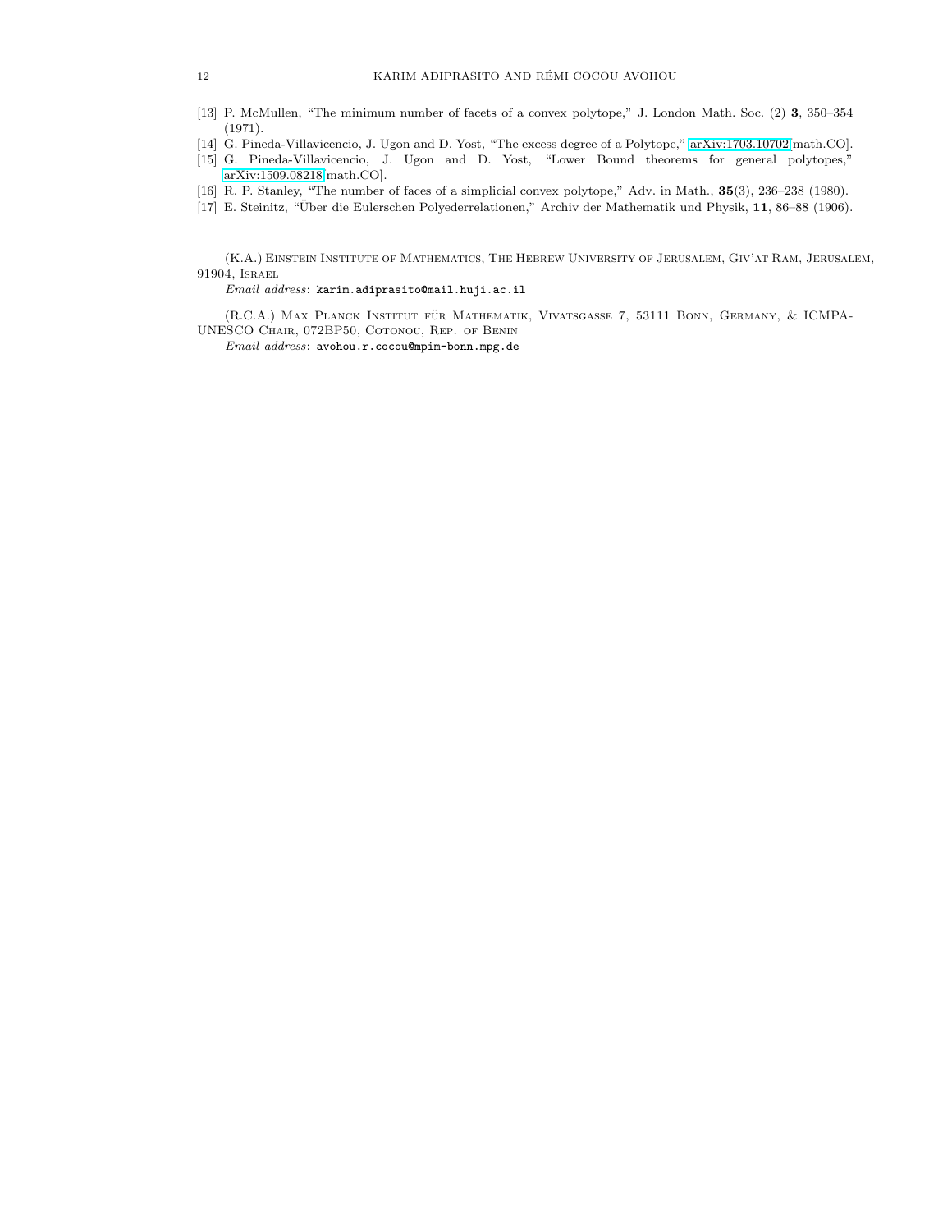[13] P. McMullen, "The minimum number of facets of a convex polytope," J. London Math. Soc. (2) **3**, 350–354 (1971).

[14] G. Pineda-Villavicencio, J. Ugon and D. Yost, "The excess degree of a Polytope," arXiv:1703.10702 [math.CO].

[15] G. Pineda-Villavicencio, J. Ugon and D. Yost, "Lower Bound theorems for general polytopes," arXiv:1509.08218 [math.CO].

[16] R. P. Stanley, "The number of faces of a simplicial convex polytope," Adv. in Math., **35**(3), 236–238 (1980).

[17] E. Steinitz, "Über die Eulerschen Polyederrelationen," Archiv der Mathematik und Physik, **11**, 86–88 (1906).

(K.A.) Einstein Institute of Mathematics, The Hebrew University of Jerusalem, Giv'at Ram, Jerusalem, 91904, Israel

*Email address*: karim.adiprasito@mail.huji.ac.il

(R.C.A.) Max Planck Institut für Mathematik, Vivatsgasse 7, 53111 Bonn, Germany, & ICMPA-UNESCO Chair, 072BP50, Cotonou, Rep. of Benin

*Email address*: avohou.r.cocou@mpim-bonn.mpg.de